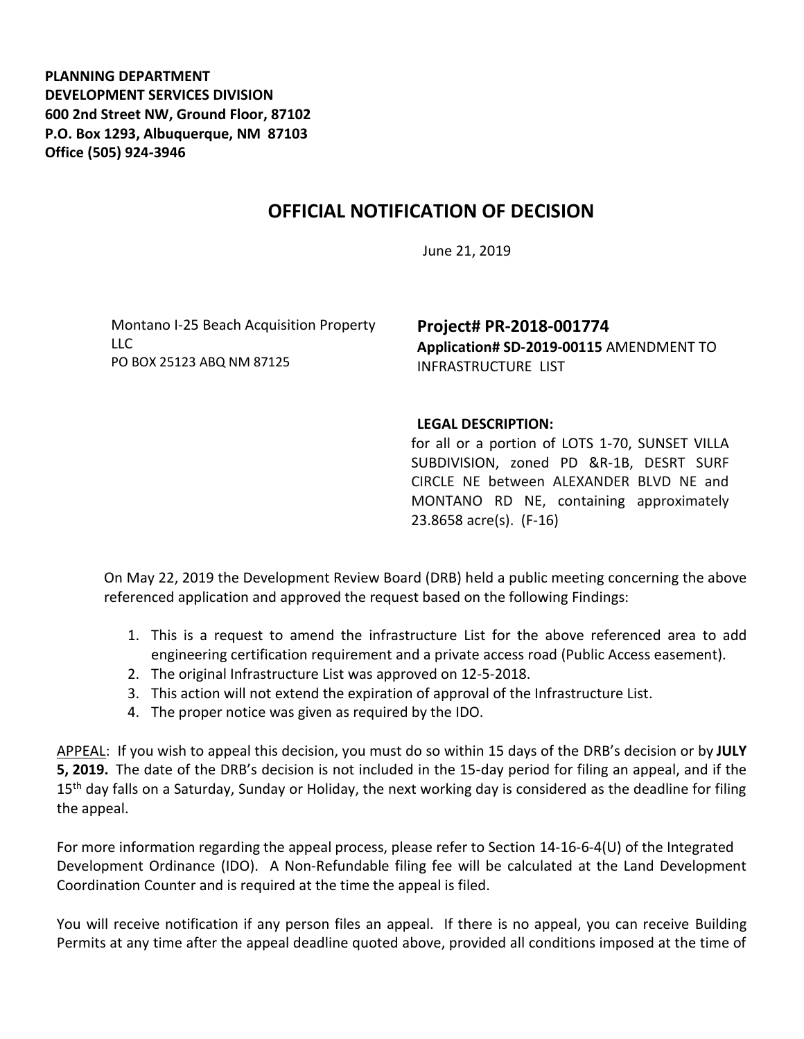**PLANNING DEPARTMENT**
**DEVELOPMENT SERVICES DIVISION**
**600 2nd Street NW, Ground Floor, 87102**
**P.O. Box 1293, Albuquerque, NM 87103**
**Office (505) 924-3946**

# OFFICIAL NOTIFICATION OF DECISION

June 21, 2019

Montano I-25 Beach Acquisition Property LLC
PO BOX 25123 ABQ NM 87125

**Project# PR-2018-001774**
**Application# SD-2019-00115** AMENDMENT TO INFRASTRUCTURE LIST

**LEGAL DESCRIPTION:**
for all or a portion of LOTS 1-70, SUNSET VILLA SUBDIVISION, zoned PD &R-1B, DESRT SURF CIRCLE NE between ALEXANDER BLVD NE and MONTANO RD NE, containing approximately 23.8658 acre(s). (F-16)

On May 22, 2019 the Development Review Board (DRB) held a public meeting concerning the above referenced application and approved the request based on the following Findings:

1. This is a request to amend the infrastructure List for the above referenced area to add engineering certification requirement and a private access road (Public Access easement).
2. The original Infrastructure List was approved on 12-5-2018.
3. This action will not extend the expiration of approval of the Infrastructure List.
4. The proper notice was given as required by the IDO.

APPEAL: If you wish to appeal this decision, you must do so within 15 days of the DRB's decision or by **JULY 5, 2019.** The date of the DRB's decision is not included in the 15-day period for filing an appeal, and if the 15th day falls on a Saturday, Sunday or Holiday, the next working day is considered as the deadline for filing the appeal.

For more information regarding the appeal process, please refer to Section 14-16-6-4(U) of the Integrated Development Ordinance (IDO). A Non-Refundable filing fee will be calculated at the Land Development Coordination Counter and is required at the time the appeal is filed.

You will receive notification if any person files an appeal. If there is no appeal, you can receive Building Permits at any time after the appeal deadline quoted above, provided all conditions imposed at the time of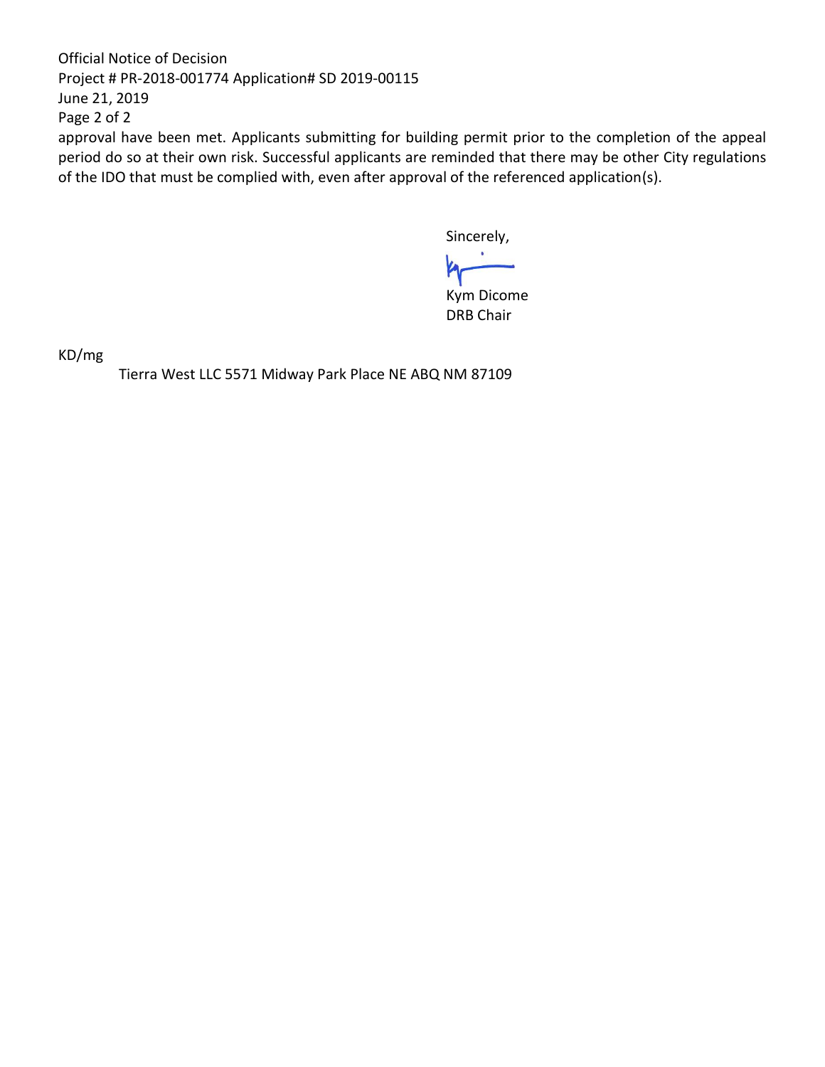approval have been met. Applicants submitting for building permit prior to the completion of the appeal period do so at their own risk. Successful applicants are reminded that there may be other City regulations of the IDO that must be complied with, even after approval of the referenced application(s).

Sincerely,

Kym Dicome
DRB Chair

KD/mg

Tierra West LLC 5571 Midway Park Place NE ABQ NM 87109